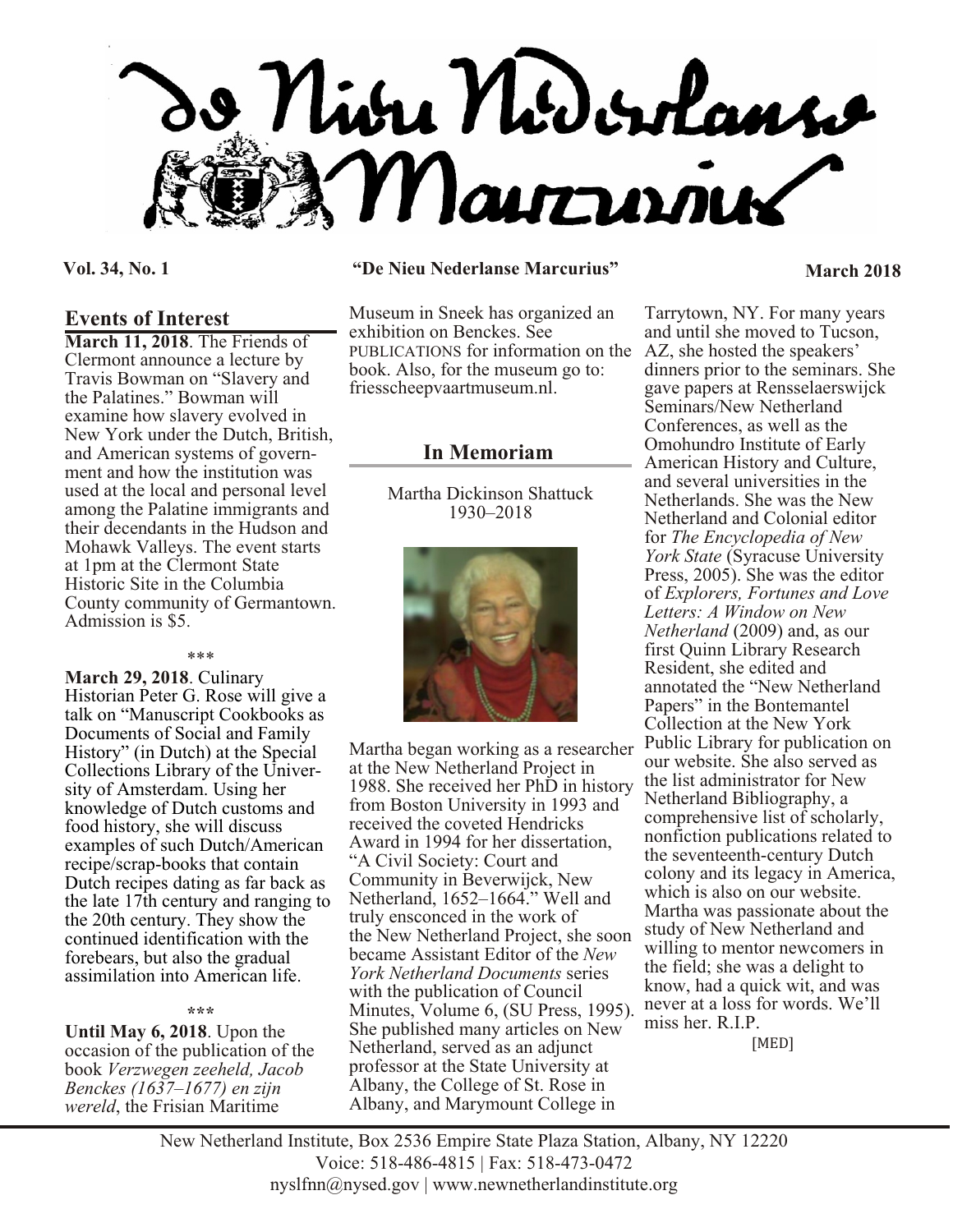# De Nieu Nederlanse Marcurius

**Vol. 34, No. 1** **"De Nieu Nederlanse Marcurius"** **March 2018**

## Events of Interest

**March 11, 2018**. The Friends of Clermont announce a lecture by Travis Bowman on "Slavery and the Palatines." Bowman will examine how slavery evolved in New York under the Dutch, British, and American systems of government and how the institution was used at the local and personal level among the Palatine immigrants and their decendants in the Hudson and Mohawk Valleys. The event starts at 1pm at the Clermont State Historic Site in the Columbia County community of Germantown. Admission is $5.

\*\*\*

**March 29, 2018**. Culinary Historian Peter G. Rose will give a talk on "Manuscript Cookbooks as Documents of Social and Family History" (in Dutch) at the Special Collections Library of the University of Amsterdam. Using her knowledge of Dutch customs and food history, she will discuss examples of such Dutch/American recipe/scrap-books that contain Dutch recipes dating as far back as the late 17th century and ranging to the 20th century. They show the continued identification with the forebears, but also the gradual assimilation into American life.

\*\*\*

**Until May 6, 2018**. Upon the occasion of the publication of the book *Verzwegen zeeheld, Jacob Benckes (1637–1677) en zijn wereld*, the Frisian Maritime Museum in Sneek has organized an exhibition on Benckes. See PUBLICATIONS for information on the book. Also, for the museum go to: friesscheepvaartmuseum.nl.

## In Memoriam

Martha Dickinson Shattuck
1930–2018

Martha began working as a researcher at the New Netherland Project in 1988. She received her PhD in history from Boston University in 1993 and received the coveted Hendricks Award in 1994 for her dissertation, "A Civil Society: Court and Community in Beverwijck, New Netherland, 1652–1664." Well and truly ensconced in the work of the New Netherland Project, she soon became Assistant Editor of the *New York Netherland Documents* series with the publication of Council Minutes, Volume 6, (SU Press, 1995). She published many articles on New Netherland, served as an adjunct professor at the State University at Albany, the College of St. Rose in Albany, and Marymount College in Tarrytown, NY. For many years and until she moved to Tucson, AZ, she hosted the speakers' dinners prior to the seminars. She gave papers at Rensselaerswijck Seminars/New Netherland Conferences, as well as the Omohundro Institute of Early American History and Culture, and several universities in the Netherlands. She was the New Netherland and Colonial editor for *The Encyclopedia of New York State* (Syracuse University Press, 2005). She was the editor of *Explorers, Fortunes and Love Letters: A Window on New Netherland* (2009) and, as our first Quinn Library Research Resident, she edited and annotated the "New Netherland Papers" in the Bontemantel Collection at the New York Public Library for publication on our website. She also served as the list administrator for New Netherland Bibliography, a comprehensive list of scholarly, nonfiction publications related to the seventeenth-century Dutch colony and its legacy in America, which is also on our website. Martha was passionate about the study of New Netherland and willing to mentor newcomers in the field; she was a delight to know, had a quick wit, and was never at a loss for words. We'll miss her. R.I.P.

[MED]

New Netherland Institute, Box 2536 Empire State Plaza Station, Albany, NY 12220
Voice: 518-486-4815 | Fax: 518-473-0472
nyslfnn@nysed.gov | www.newnetherlandinstitute.org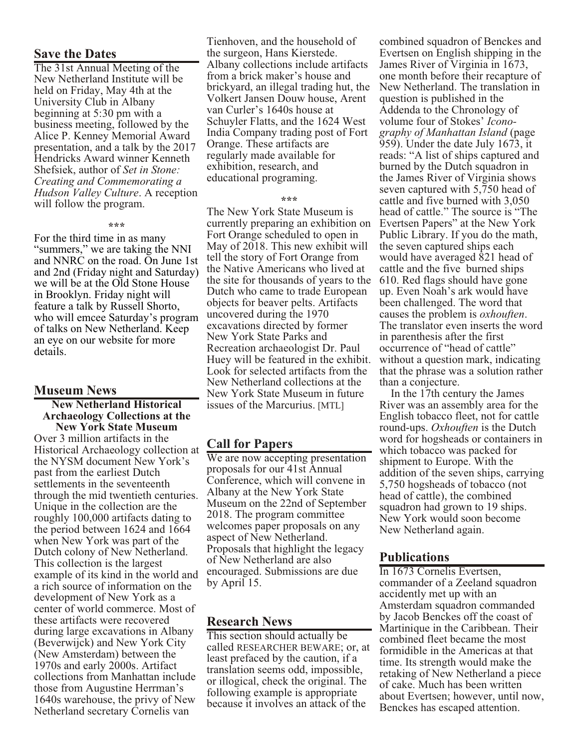## Save the Dates

The 31st Annual Meeting of the New Netherland Institute will be held on Friday, May 4th at the University Club in Albany beginning at 5:30 pm with a business meeting, followed by the Alice P. Kenney Memorial Award presentation, and a talk by the 2017 Hendricks Award winner Kenneth Shefsiek, author of *Set in Stone: Creating and Commemorating a Hudson Valley Culture*. A reception will follow the program.

\*\*\*

For the third time in as many "summers," we are taking the NNI and NNRC on the road. On June 1st and 2nd (Friday night and Saturday) we will be at the Old Stone House in Brooklyn. Friday night will feature a talk by Russell Shorto, who will emcee Saturday's program of talks on New Netherland. Keep an eye on our website for more details.

## Museum News

**New Netherland Historical Archaeology Collections at the New York State Museum**

Over 3 million artifacts in the Historical Archaeology collection at the NYSM document New York's past from the earliest Dutch settlements in the seventeenth through the mid twentieth centuries. Unique in the collection are the roughly 100,000 artifacts dating to the period between 1624 and 1664 when New York was part of the Dutch colony of New Netherland. This collection is the largest example of its kind in the world and a rich source of information on the development of New York as a center of world commerce. Most of these artifacts were recovered during large excavations in Albany (Beverwijck) and New York City (New Amsterdam) between the 1970s and early 2000s. Artifact collections from Manhattan include those from Augustine Herrman's 1640s warehouse, the privy of New Netherland secretary Cornelis van Tienhoven, and the household of the surgeon, Hans Kierstede. Albany collections include artifacts from a brick maker's house and brickyard, an illegal trading hut, the Volkert Jansen Douw house, Arent van Curler's 1640s house at Schuyler Flatts, and the 1624 West India Company trading post of Fort Orange. These artifacts are regularly made available for exhibition, research, and educational programing.

\*\*\*

The New York State Museum is currently preparing an exhibition on Fort Orange scheduled to open in May of 2018. This new exhibit will tell the story of Fort Orange from the Native Americans who lived at the site for thousands of years to the Dutch who came to trade European objects for beaver pelts. Artifacts uncovered during the 1970 excavations directed by former New York State Parks and Recreation archaeologist Dr. Paul Huey will be featured in the exhibit. Look for selected artifacts from the New Netherland collections at the New York State Museum in future issues of the Marcurius. [MTL]

## Call for Papers

We are now accepting presentation proposals for our 41st Annual Conference, which will convene in Albany at the New York State Museum on the 22nd of September 2018. The program committee welcomes paper proposals on any aspect of New Netherland. Proposals that highlight the legacy of New Netherland are also encouraged. Submissions are due by April 15.

## Research News

This section should actually be called RESEARCHER BEWARE; or, at least prefaced by the caution, if a translation seems odd, impossible, or illogical, check the original. The following example is appropriate because it involves an attack of the combined squadron of Benckes and Evertsen on English shipping in the James River of Virginia in 1673, one month before their recapture of New Netherland. The translation in question is published in the Addenda to the Chronology of volume four of Stokes' *Iconography of Manhattan Island* (page 959). Under the date July 1673, it reads: "A list of ships captured and burned by the Dutch squadron in the James River of Virginia shows seven captured with 5,750 head of cattle and five burned with 3,050 head of cattle." The source is "The Evertsen Papers" at the New York Public Library. If you do the math, the seven captured ships each would have averaged 821 head of cattle and the five burned ships 610. Red flags should have gone up. Even Noah's ark would have been challenged. The word that causes the problem is *oxhouften*. The translator even inserts the word in parenthesis after the first occurrence of "head of cattle" without a question mark, indicating that the phrase was a solution rather than a conjecture.

In the 17th century the James River was an assembly area for the English tobacco fleet, not for cattle round-ups. *Oxhouften* is the Dutch word for hogsheads or containers in which tobacco was packed for shipment to Europe. With the addition of the seven ships, carrying 5,750 hogsheads of tobacco (not head of cattle), the combined squadron had grown to 19 ships. New York would soon become New Netherland again.

## Publications

In 1673 Cornelis Evertsen, commander of a Zeeland squadron accidently met up with an Amsterdam squadron commanded by Jacob Benckes off the coast of Martinique in the Caribbean. Their combined fleet became the most formidible in the Americas at that time. Its strength would make the retaking of New Netherland a piece of cake. Much has been written about Evertsen; however, until now, Benckes has escaped attention.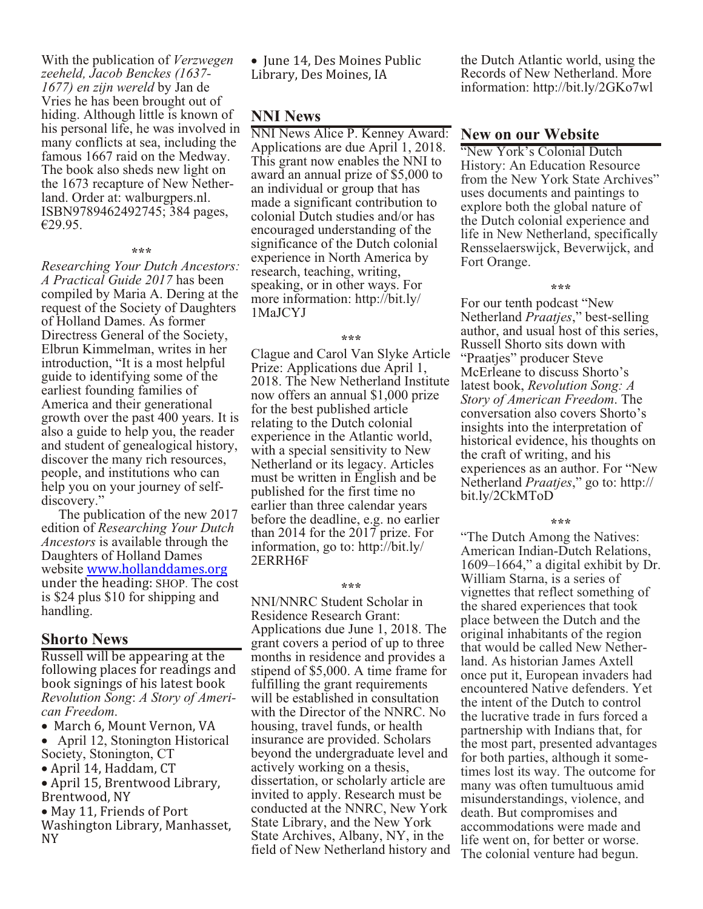With the publication of *Verzwegen zeeheld, Jacob Benckes (1637-1677) en zijn wereld* by Jan de Vries he has been brought out of hiding. Although little is known of his personal life, he was involved in many conflicts at sea, including the famous 1667 raid on the Medway. The book also sheds new light on the 1673 recapture of New Netherland. Order at: walburgpers.nl. ISBN9789462492745; 384 pages, €29.95.

\*\*\*

*Researching Your Dutch Ancestors: A Practical Guide 2017* has been compiled by Maria A. Dering at the request of the Society of Daughters of Holland Dames. As former Directress General of the Society, Elbrun Kimmelman, writes in her introduction, "It is a most helpful guide to identifying some of the earliest founding families of America and their generational growth over the past 400 years. It is also a guide to help you, the reader and student of genealogical history, discover the many rich resources, people, and institutions who can help you on your journey of self-discovery."

The publication of the new 2017 edition of *Researching Your Dutch Ancestors* is available through the Daughters of Holland Dames website www.hollanddames.org under the heading: SHOP. The cost is $24 plus $10 for shipping and handling.

## Shorto News

Russell will be appearing at the following places for readings and book signings of his latest book *Revolution Song*: *A Story of American Freedom*.

- March 6, Mount Vernon, VA
- April 12, Stonington Historical Society, Stonington, CT
- April 14, Haddam, CT
- April 15, Brentwood Library, Brentwood, NY
- May 11, Friends of Port Washington Library, Manhasset, NY
- June 14, Des Moines Public Library, Des Moines, IA

## NNI News

NNI News Alice P. Kenney Award: Applications are due April 1, 2018. This grant now enables the NNI to award an annual prize of $5,000 to an individual or group that has made a significant contribution to colonial Dutch studies and/or has encouraged understanding of the significance of the Dutch colonial experience in North America by research, teaching, writing, speaking, or in other ways. For more information: http://bit.ly/1MaJCYJ

\*\*\*

Clague and Carol Van Slyke Article Prize: Applications due April 1, 2018. The New Netherland Institute now offers an annual $1,000 prize for the best published article relating to the Dutch colonial experience in the Atlantic world, with a special sensitivity to New Netherland or its legacy. Articles must be written in English and be published for the first time no earlier than three calendar years before the deadline, e.g. no earlier than 2014 for the 2017 prize. For information, go to: http://bit.ly/2ERRH6F

\*\*\*

NNI/NNRC Student Scholar in Residence Research Grant: Applications due June 1, 2018. The grant covers a period of up to three months in residence and provides a stipend of $5,000. A time frame for fulfilling the grant requirements will be established in consultation with the Director of the NNRC. No housing, travel funds, or health insurance are provided. Scholars beyond the undergraduate level and actively working on a thesis, dissertation, or scholarly article are invited to apply. Research must be conducted at the NNRC, New York State Library, and the New York State Archives, Albany, NY, in the field of New Netherland history and the Dutch Atlantic world, using the Records of New Netherland. More information: http://bit.ly/2GKo7wl

## New on our Website

"New York's Colonial Dutch History: An Education Resource from the New York State Archives" uses documents and paintings to explore both the global nature of the Dutch colonial experience and life in New Netherland, specifically Rensselaerswijck, Beverwijck, and Fort Orange.

\*\*\*

For our tenth podcast "New Netherland *Praatjes*," best-selling author, and usual host of this series, Russell Shorto sits down with "Praatjes" producer Steve McErleane to discuss Shorto's latest book, *Revolution Song: A Story of American Freedom*. The conversation also covers Shorto's insights into the interpretation of historical evidence, his thoughts on the craft of writing, and his experiences as an author. For "New Netherland *Praatjes*," go to: http://bit.ly/2CkMToD

\*\*\*

"The Dutch Among the Natives: American Indian-Dutch Relations, 1609–1664," a digital exhibit by Dr. William Starna, is a series of vignettes that reflect something of the shared experiences that took place between the Dutch and the original inhabitants of the region that would be called New Netherland. As historian James Axtell once put it, European invaders had encountered Native defenders. Yet the intent of the Dutch to control the lucrative trade in furs forced a partnership with Indians that, for the most part, presented advantages for both parties, although it sometimes lost its way. The outcome for many was often tumultuous amid misunderstandings, violence, and death. But compromises and accommodations were made and life went on, for better or worse. The colonial venture had begun.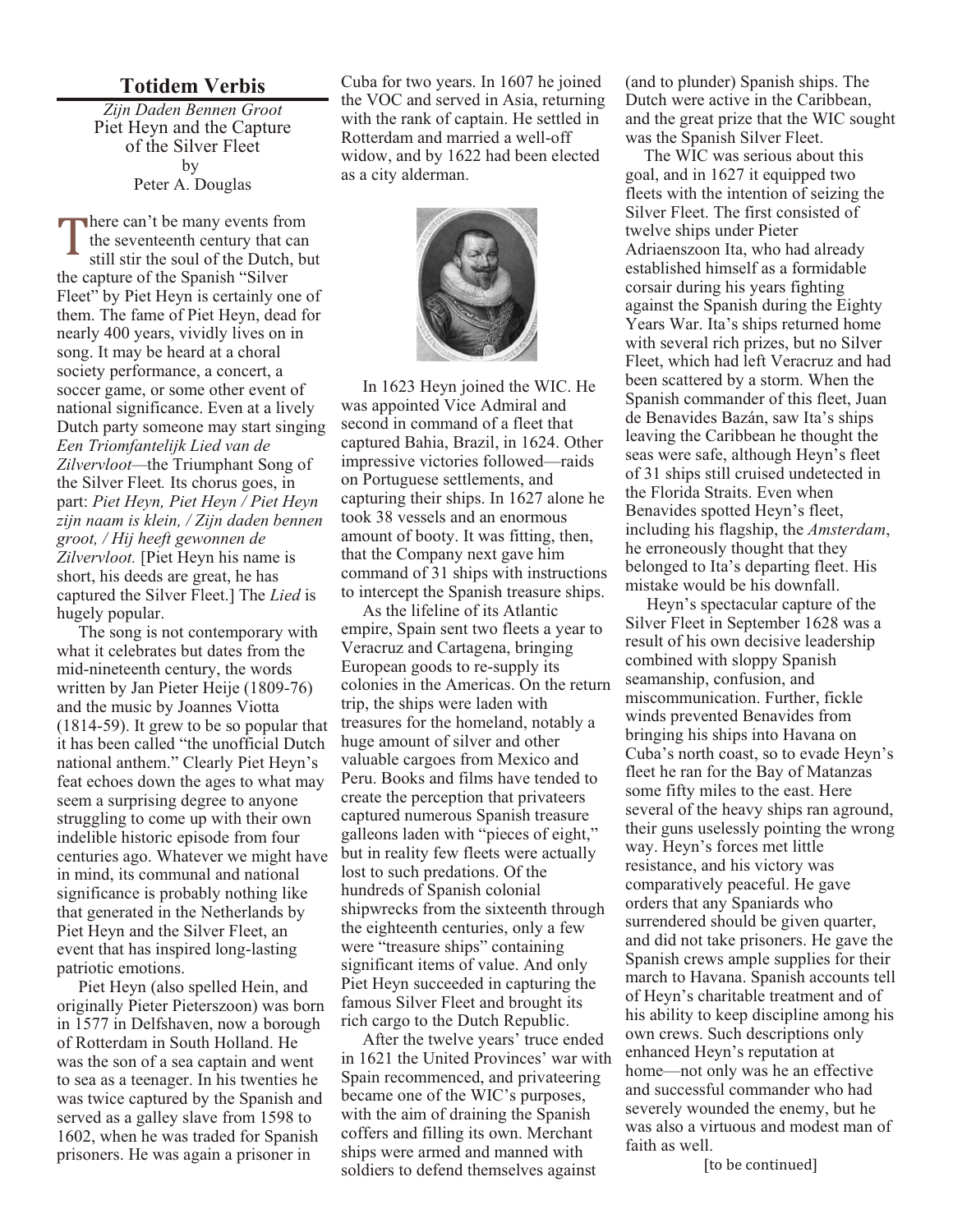## Totidem Verbis

*Zijn Daden Bennen Groot*
Piet Heyn and the Capture of the Silver Fleet
by
Peter A. Douglas

There can't be many events from the seventeenth century that can still stir the soul of the Dutch, but the capture of the Spanish "Silver Fleet" by Piet Heyn is certainly one of them. The fame of Piet Heyn, dead for nearly 400 years, vividly lives on in song. It may be heard at a choral society performance, a concert, a soccer game, or some other event of national significance. Even at a lively Dutch party someone may start singing *Een Triomfantelijk Lied van de Zilvervloot*—the Triumphant Song of the Silver Fleet. Its chorus goes, in part: *Piet Heyn, Piet Heyn / Piet Heyn zijn naam is klein, / Zijn daden bennen groot, / Hij heeft gewonnen de Zilvervloot.* [Piet Heyn his name is short, his deeds are great, he has captured the Silver Fleet.] The *Lied* is hugely popular.

The song is not contemporary with what it celebrates but dates from the mid-nineteenth century, the words written by Jan Pieter Heije (1809-76) and the music by Joannes Viotta (1814-59). It grew to be so popular that it has been called "the unofficial Dutch national anthem." Clearly Piet Heyn's feat echoes down the ages to what may seem a surprising degree to anyone struggling to come up with their own indelible historic episode from four centuries ago. Whatever we might have in mind, its communal and national significance is probably nothing like that generated in the Netherlands by Piet Heyn and the Silver Fleet, an event that has inspired long-lasting patriotic emotions.

Piet Heyn (also spelled Hein, and originally Pieter Pieterszoon) was born in 1577 in Delfshaven, now a borough of Rotterdam in South Holland. He was the son of a sea captain and went to sea as a teenager. In his twenties he was twice captured by the Spanish and served as a galley slave from 1598 to 1602, when he was traded for Spanish prisoners. He was again a prisoner in Cuba for two years. In 1607 he joined the VOC and served in Asia, returning with the rank of captain. He settled in Rotterdam and married a well-off widow, and by 1622 had been elected as a city alderman.

In 1623 Heyn joined the WIC. He was appointed Vice Admiral and second in command of a fleet that captured Bahia, Brazil, in 1624. Other impressive victories followed—raids on Portuguese settlements, and capturing their ships. In 1627 alone he took 38 vessels and an enormous amount of booty. It was fitting, then, that the Company next gave him command of 31 ships with instructions to intercept the Spanish treasure ships.

As the lifeline of its Atlantic empire, Spain sent two fleets a year to Veracruz and Cartagena, bringing European goods to re-supply its colonies in the Americas. On the return trip, the ships were laden with treasures for the homeland, notably a huge amount of silver and other valuable cargoes from Mexico and Peru. Books and films have tended to create the perception that privateers captured numerous Spanish treasure galleons laden with "pieces of eight," but in reality few fleets were actually lost to such predations. Of the hundreds of Spanish colonial shipwrecks from the sixteenth through the eighteenth centuries, only a few were "treasure ships" containing significant items of value. And only Piet Heyn succeeded in capturing the famous Silver Fleet and brought its rich cargo to the Dutch Republic.

After the twelve years' truce ended in 1621 the United Provinces' war with Spain recommenced, and privateering became one of the WIC's purposes, with the aim of draining the Spanish coffers and filling its own. Merchant ships were armed and manned with soldiers to defend themselves against (and to plunder) Spanish ships. The Dutch were active in the Caribbean, and the great prize that the WIC sought was the Spanish Silver Fleet.

The WIC was serious about this goal, and in 1627 it equipped two fleets with the intention of seizing the Silver Fleet. The first consisted of twelve ships under Pieter Adriaenszoon Ita, who had already established himself as a formidable corsair during his years fighting against the Spanish during the Eighty Years War. Ita's ships returned home with several rich prizes, but no Silver Fleet, which had left Veracruz and had been scattered by a storm. When the Spanish commander of this fleet, Juan de Benavides Bazán, saw Ita's ships leaving the Caribbean he thought the seas were safe, although Heyn's fleet of 31 ships still cruised undetected in the Florida Straits. Even when Benavides spotted Heyn's fleet, including his flagship, the *Amsterdam*, he erroneously thought that they belonged to Ita's departing fleet. His mistake would be his downfall.

Heyn's spectacular capture of the Silver Fleet in September 1628 was a result of his own decisive leadership combined with sloppy Spanish seamanship, confusion, and miscommunication. Further, fickle winds prevented Benavides from bringing his ships into Havana on Cuba's north coast, so to evade Heyn's fleet he ran for the Bay of Matanzas some fifty miles to the east. Here several of the heavy ships ran aground, their guns uselessly pointing the wrong way. Heyn's forces met little resistance, and his victory was comparatively peaceful. He gave orders that any Spaniards who surrendered should be given quarter, and did not take prisoners. He gave the Spanish crews ample supplies for their march to Havana. Spanish accounts tell of Heyn's charitable treatment and of his ability to keep discipline among his own crews. Such descriptions only enhanced Heyn's reputation at home—not only was he an effective and successful commander who had severely wounded the enemy, but he was also a virtuous and modest man of faith as well.

[to be continued]